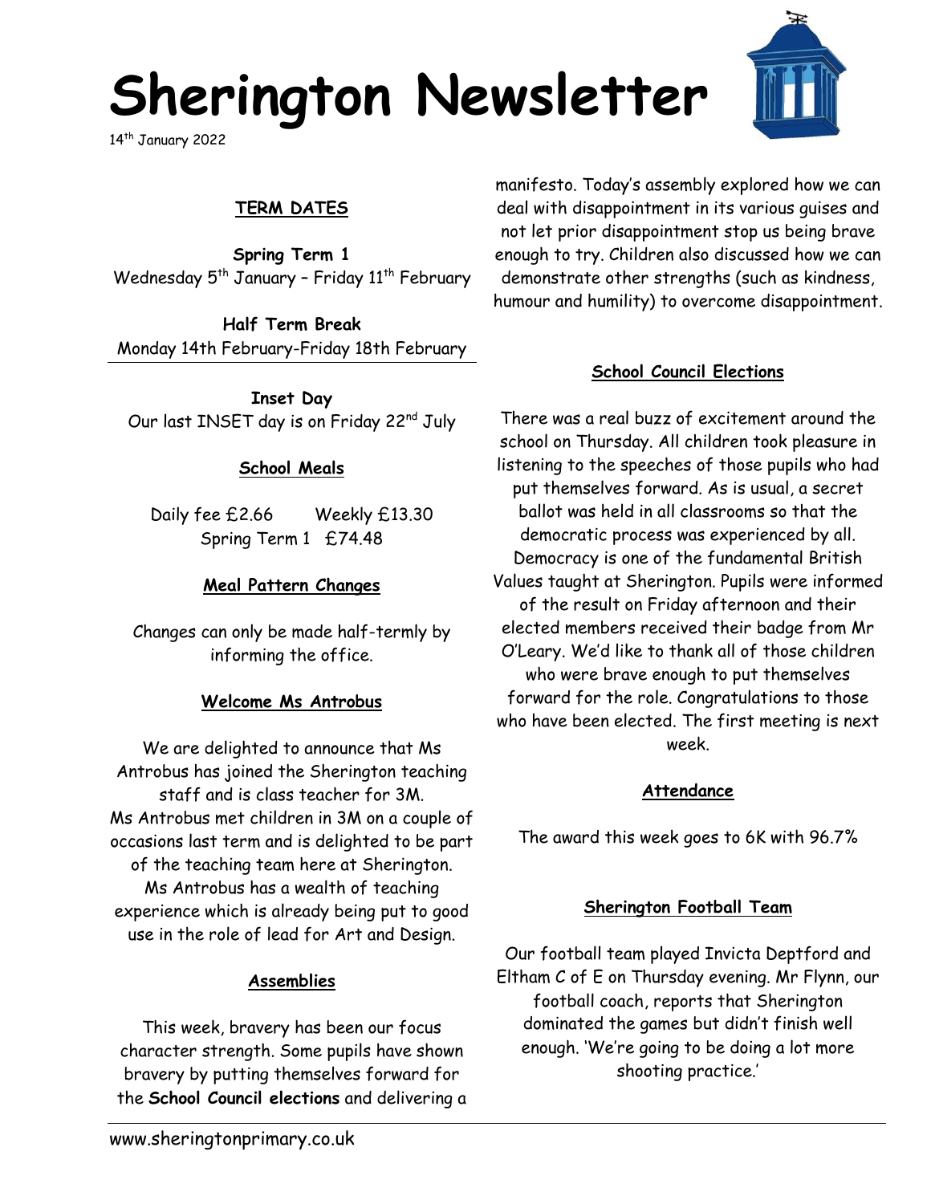# Sherington Newsletter

14th January 2022

## TERM DATES

**Spring Term 1**
Wednesday 5th January – Friday 11th February

**Half Term Break**
Monday 14th February-Friday 18th February

**Inset Day**
Our last INSET day is on Friday 22nd July

## School Meals

Daily fee £2.66 Weekly £13.30
Spring Term 1 £74.48

## Meal Pattern Changes

Changes can only be made half-termly by informing the office.

## Welcome Ms Antrobus

We are delighted to announce that Ms Antrobus has joined the Sherington teaching staff and is class teacher for 3M.
Ms Antrobus met children in 3M on a couple of occasions last term and is delighted to be part of the teaching team here at Sherington.
Ms Antrobus has a wealth of teaching experience which is already being put to good use in the role of lead for Art and Design.

## Assemblies

This week, bravery has been our focus character strength. Some pupils have shown bravery by putting themselves forward for the **School Council elections** and delivering a manifesto. Today's assembly explored how we can deal with disappointment in its various guises and not let prior disappointment stop us being brave enough to try. Children also discussed how we can demonstrate other strengths (such as kindness, humour and humility) to overcome disappointment.

## School Council Elections

There was a real buzz of excitement around the school on Thursday. All children took pleasure in listening to the speeches of those pupils who had put themselves forward. As is usual, a secret ballot was held in all classrooms so that the democratic process was experienced by all. Democracy is one of the fundamental British Values taught at Sherington. Pupils were informed of the result on Friday afternoon and their elected members received their badge from Mr O'Leary. We'd like to thank all of those children who were brave enough to put themselves forward for the role. Congratulations to those who have been elected. The first meeting is next week.

## Attendance

The award this week goes to 6K with 96.7%

## Sherington Football Team

Our football team played Invicta Deptford and Eltham C of E on Thursday evening. Mr Flynn, our football coach, reports that Sherington dominated the games but didn't finish well enough. 'We're going to be doing a lot more shooting practice.'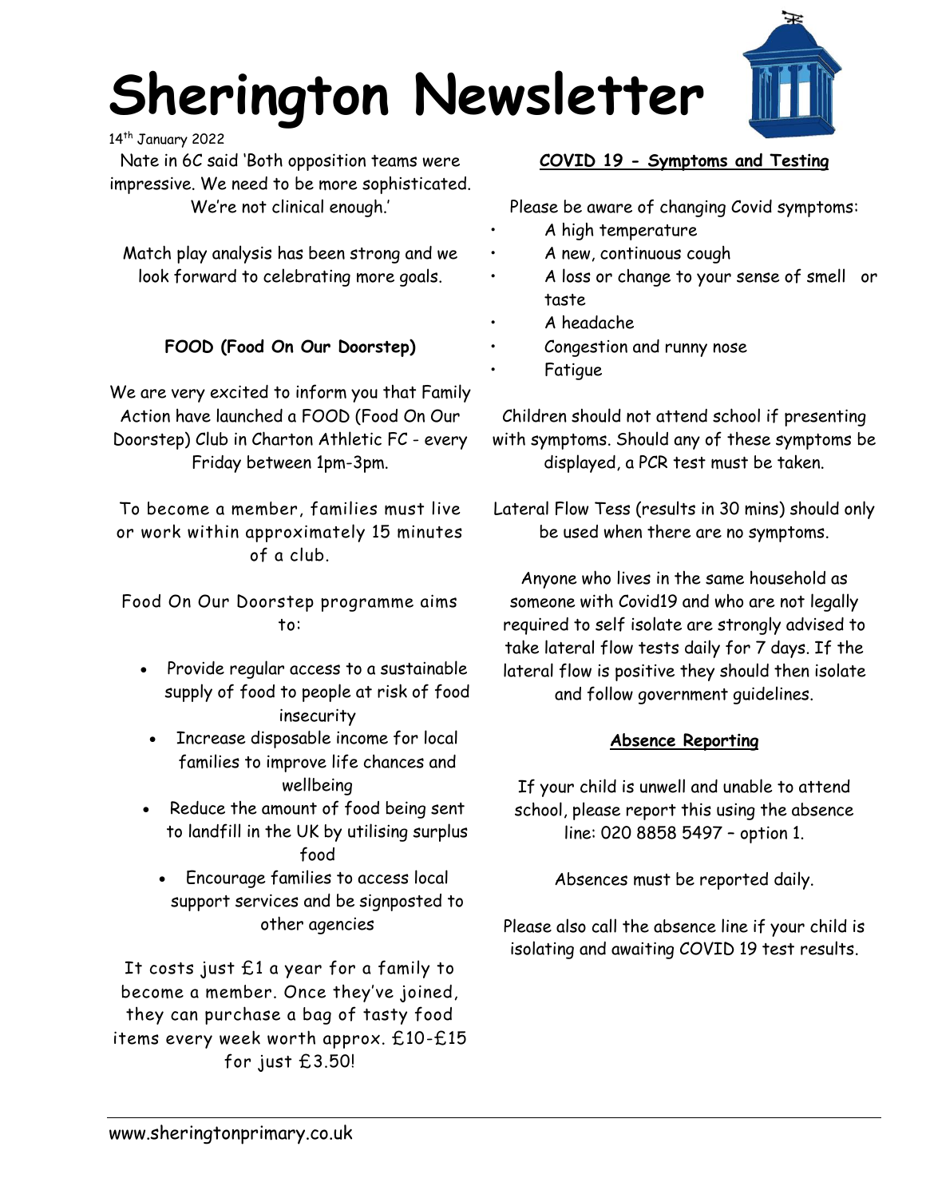# Sherington Newsletter

14th January 2022

Nate in 6C said 'Both opposition teams were impressive. We need to be more sophisticated. We're not clinical enough.'

Match play analysis has been strong and we look forward to celebrating more goals.

**FOOD (Food On Our Doorstep)**

We are very excited to inform you that Family Action have launched a FOOD (Food On Our Doorstep) Club in Charton Athletic FC - every Friday between 1pm-3pm.

To become a member, families must live or work within approximately 15 minutes of a club.

Food On Our Doorstep programme aims to:

- Provide regular access to a sustainable supply of food to people at risk of food insecurity
- Increase disposable income for local families to improve life chances and wellbeing
- Reduce the amount of food being sent to landfill in the UK by utilising surplus food
- Encourage families to access local support services and be signposted to other agencies

It costs just £1 a year for a family to become a member. Once they've joined, they can purchase a bag of tasty food items every week worth approx. £10-£15 for just £3.50!

**COVID 19 - Symptoms and Testing**

Please be aware of changing Covid symptoms:

- A high temperature
- A new, continuous cough
- A loss or change to your sense of smell or taste
- A headache
- Congestion and runny nose
- Fatigue

Children should not attend school if presenting with symptoms. Should any of these symptoms be displayed, a PCR test must be taken.

Lateral Flow Tess (results in 30 mins) should only be used when there are no symptoms.

Anyone who lives in the same household as someone with Covid19 and who are not legally required to self isolate are strongly advised to take lateral flow tests daily for 7 days. If the lateral flow is positive they should then isolate and follow government guidelines.

**Absence Reporting**

If your child is unwell and unable to attend school, please report this using the absence line: 020 8858 5497 – option 1.

Absences must be reported daily.

Please also call the absence line if your child is isolating and awaiting COVID 19 test results.

www.sheringtonprimary.co.uk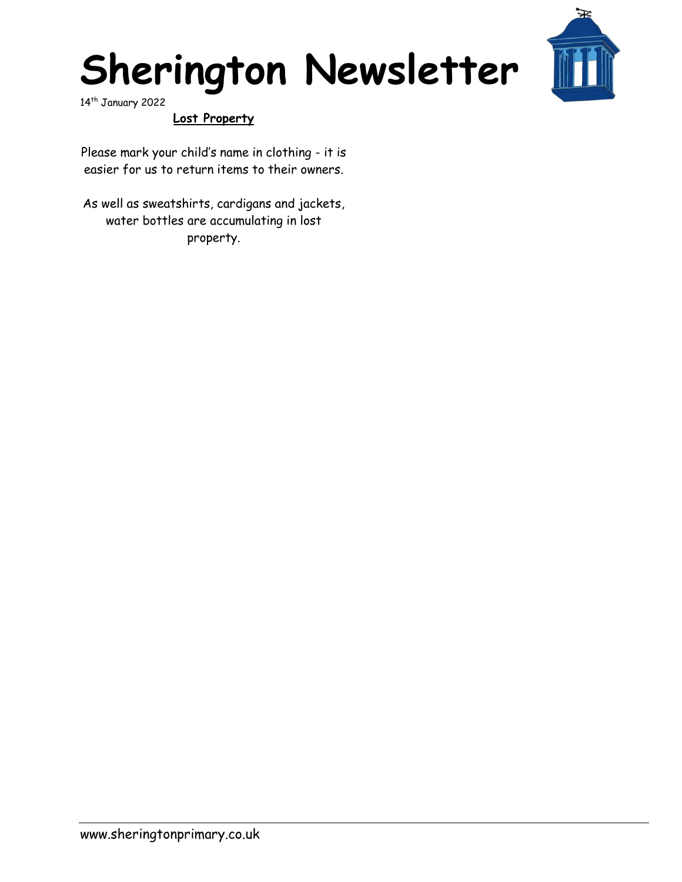# Sherington Newsletter

14th January 2022

**Lost Property**

Please mark your child's name in clothing - it is easier for us to return items to their owners.

As well as sweatshirts, cardigans and jackets, water bottles are accumulating in lost property.

www.sheringtonprimary.co.uk